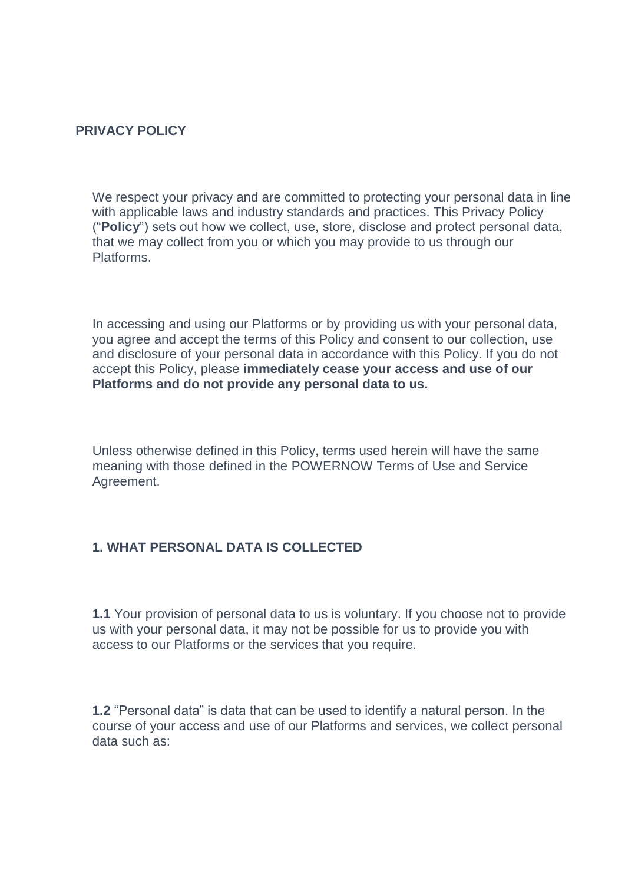# PRIVACY POLICY

We respect your privacy and are committed to protecting your personal data in line with applicable laws and industry standards and practices. This Privacy Policy ("**Policy**") sets out how we collect, use, store, disclose and protect personal data, that we may collect from you or which you may provide to us through our Platforms.

In accessing and using our Platforms or by providing us with your personal data, you agree and accept the terms of this Policy and consent to our collection, use and disclosure of your personal data in accordance with this Policy. If you do not accept this Policy, please **immediately cease your access and use of our Platforms and do not provide any personal data to us.**

Unless otherwise defined in this Policy, terms used herein will have the same meaning with those defined in the POWERNOW Terms of Use and Service Agreement.

## 1. WHAT PERSONAL DATA IS COLLECTED

**1.1** Your provision of personal data to us is voluntary. If you choose not to provide us with your personal data, it may not be possible for us to provide you with access to our Platforms or the services that you require.

**1.2** "Personal data" is data that can be used to identify a natural person. In the course of your access and use of our Platforms and services, we collect personal data such as: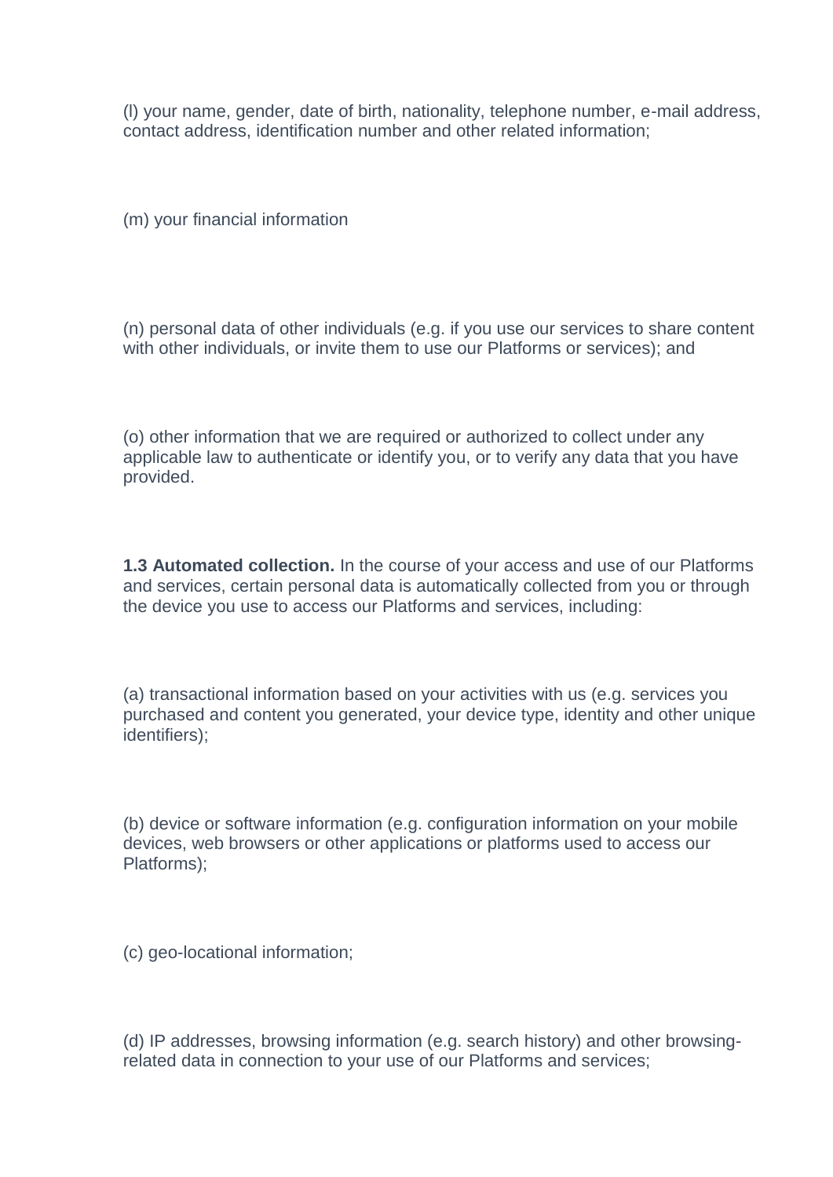(l) your name, gender, date of birth, nationality, telephone number, e-mail address, contact address, identification number and other related information;

(m) your financial information

(n) personal data of other individuals (e.g. if you use our services to share content with other individuals, or invite them to use our Platforms or services); and

(o) other information that we are required or authorized to collect under any applicable law to authenticate or identify you, or to verify any data that you have provided.

**1.3 Automated collection.** In the course of your access and use of our Platforms and services, certain personal data is automatically collected from you or through the device you use to access our Platforms and services, including:

(a) transactional information based on your activities with us (e.g. services you purchased and content you generated, your device type, identity and other unique identifiers);

(b) device or software information (e.g. configuration information on your mobile devices, web browsers or other applications or platforms used to access our Platforms);

(c) geo-locational information;

(d) IP addresses, browsing information (e.g. search history) and other browsing-related data in connection to your use of our Platforms and services;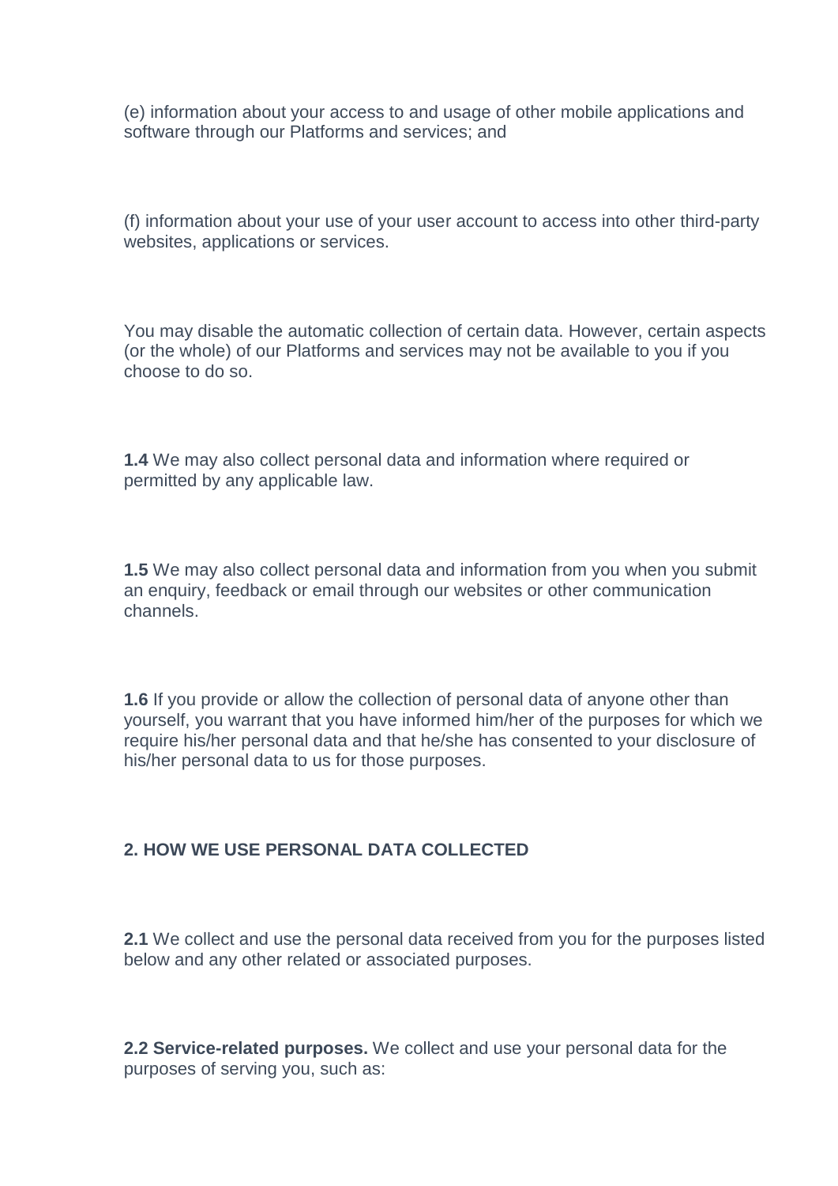(e) information about your access to and usage of other mobile applications and software through our Platforms and services; and

(f) information about your use of your user account to access into other third-party websites, applications or services.

You may disable the automatic collection of certain data. However, certain aspects (or the whole) of our Platforms and services may not be available to you if you choose to do so.

**1.4** We may also collect personal data and information where required or permitted by any applicable law.

**1.5** We may also collect personal data and information from you when you submit an enquiry, feedback or email through our websites or other communication channels.

**1.6** If you provide or allow the collection of personal data of anyone other than yourself, you warrant that you have informed him/her of the purposes for which we require his/her personal data and that he/she has consented to your disclosure of his/her personal data to us for those purposes.

## 2. HOW WE USE PERSONAL DATA COLLECTED

**2.1** We collect and use the personal data received from you for the purposes listed below and any other related or associated purposes.

**2.2 Service-related purposes.** We collect and use your personal data for the purposes of serving you, such as: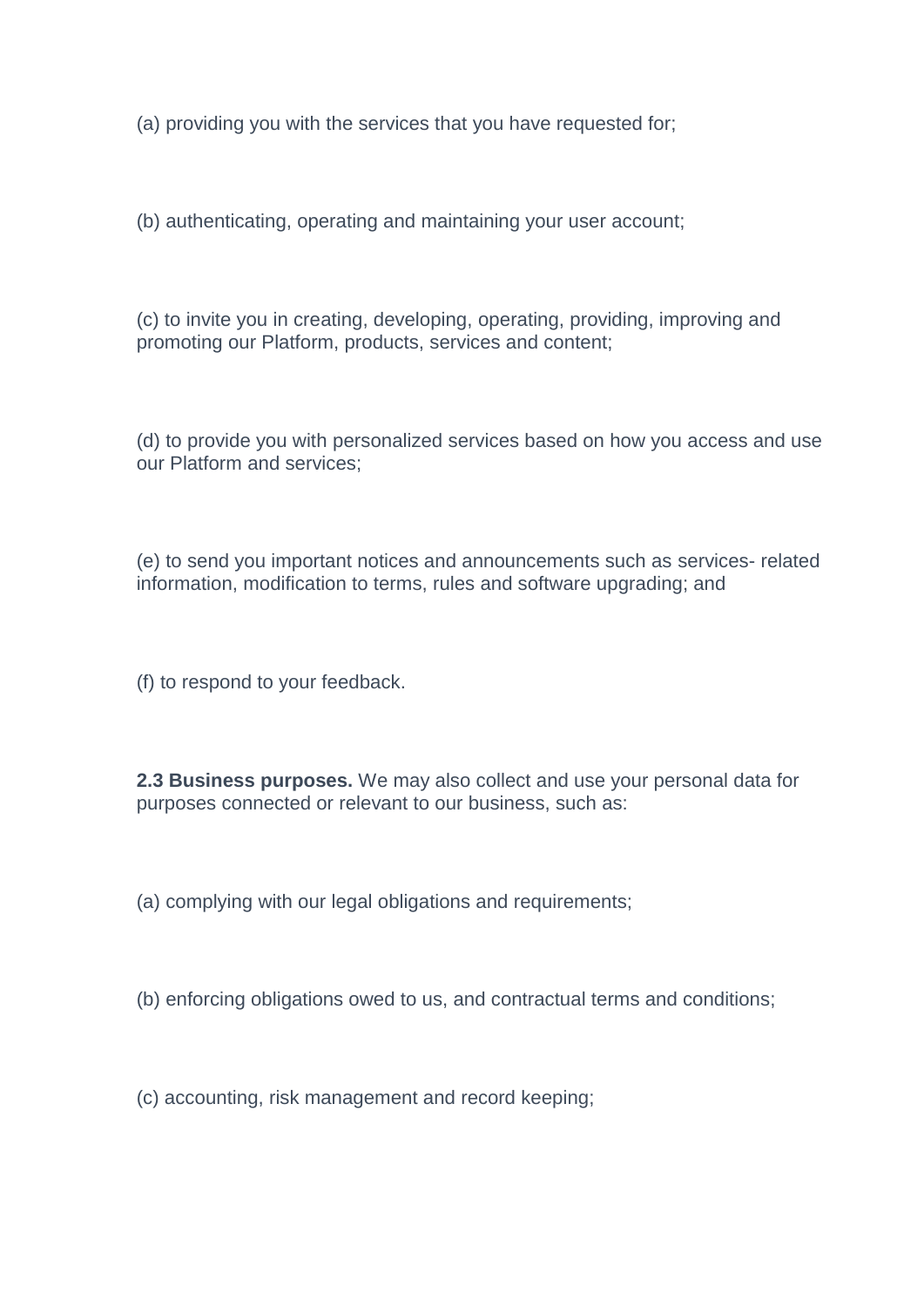(a) providing you with the services that you have requested for;

(b) authenticating, operating and maintaining your user account;

(c) to invite you in creating, developing, operating, providing, improving and promoting our Platform, products, services and content;

(d) to provide you with personalized services based on how you access and use our Platform and services;

(e) to send you important notices and announcements such as services- related information, modification to terms, rules and software upgrading; and

(f) to respond to your feedback.

**2.3 Business purposes.** We may also collect and use your personal data for purposes connected or relevant to our business, such as:

(a) complying with our legal obligations and requirements;

(b) enforcing obligations owed to us, and contractual terms and conditions;

(c) accounting, risk management and record keeping;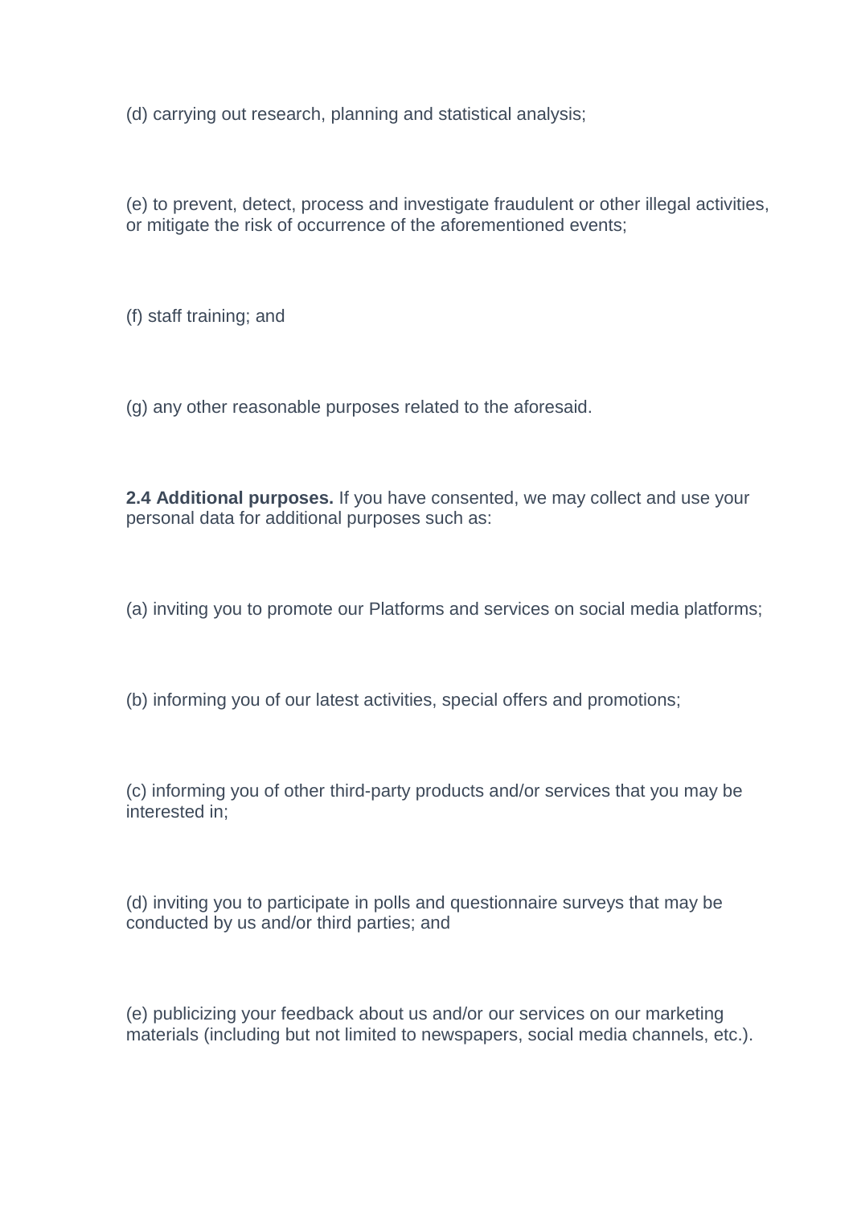(d) carrying out research, planning and statistical analysis;

(e) to prevent, detect, process and investigate fraudulent or other illegal activities, or mitigate the risk of occurrence of the aforementioned events;

(f) staff training; and

(g) any other reasonable purposes related to the aforesaid.

**2.4 Additional purposes.** If you have consented, we may collect and use your personal data for additional purposes such as:

(a) inviting you to promote our Platforms and services on social media platforms;

(b) informing you of our latest activities, special offers and promotions;

(c) informing you of other third-party products and/or services that you may be interested in;

(d) inviting you to participate in polls and questionnaire surveys that may be conducted by us and/or third parties; and

(e) publicizing your feedback about us and/or our services on our marketing materials (including but not limited to newspapers, social media channels, etc.).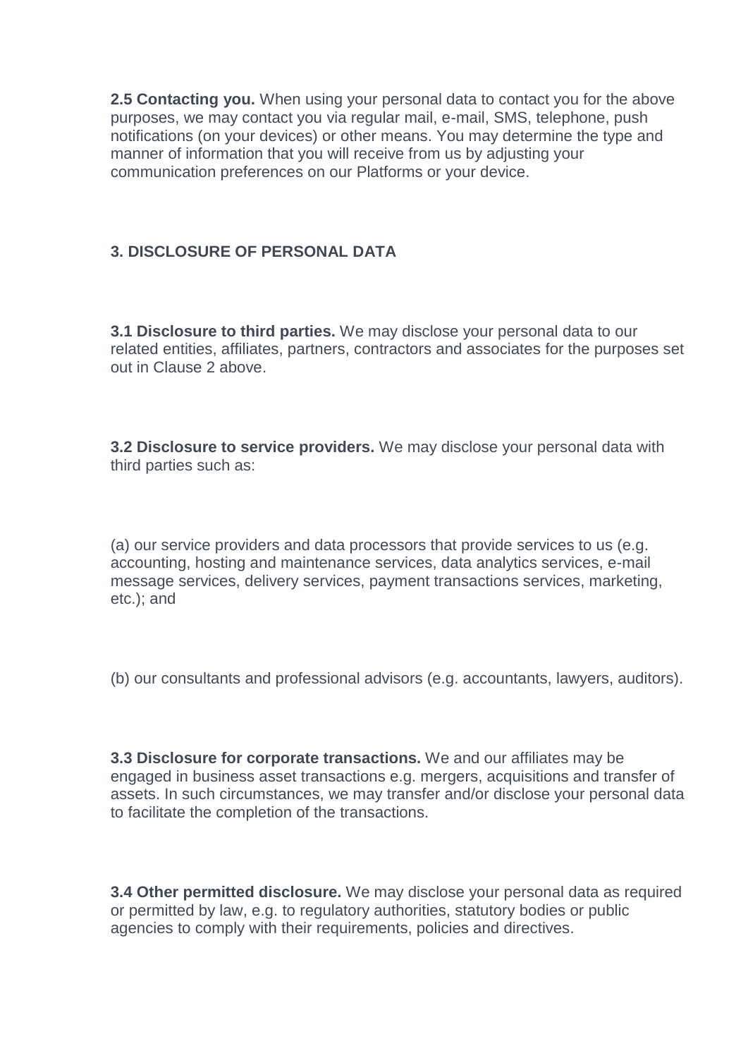**2.5 Contacting you.** When using your personal data to contact you for the above purposes, we may contact you via regular mail, e-mail, SMS, telephone, push notifications (on your devices) or other means. You may determine the type and manner of information that you will receive from us by adjusting your communication preferences on our Platforms or your device.

## 3. DISCLOSURE OF PERSONAL DATA

**3.1 Disclosure to third parties.** We may disclose your personal data to our related entities, affiliates, partners, contractors and associates for the purposes set out in Clause 2 above.

**3.2 Disclosure to service providers.** We may disclose your personal data with third parties such as:

(a) our service providers and data processors that provide services to us (e.g. accounting, hosting and maintenance services, data analytics services, e-mail message services, delivery services, payment transactions services, marketing, etc.); and

(b) our consultants and professional advisors (e.g. accountants, lawyers, auditors).

**3.3 Disclosure for corporate transactions.** We and our affiliates may be engaged in business asset transactions e.g. mergers, acquisitions and transfer of assets. In such circumstances, we may transfer and/or disclose your personal data to facilitate the completion of the transactions.

**3.4 Other permitted disclosure.** We may disclose your personal data as required or permitted by law, e.g. to regulatory authorities, statutory bodies or public agencies to comply with their requirements, policies and directives.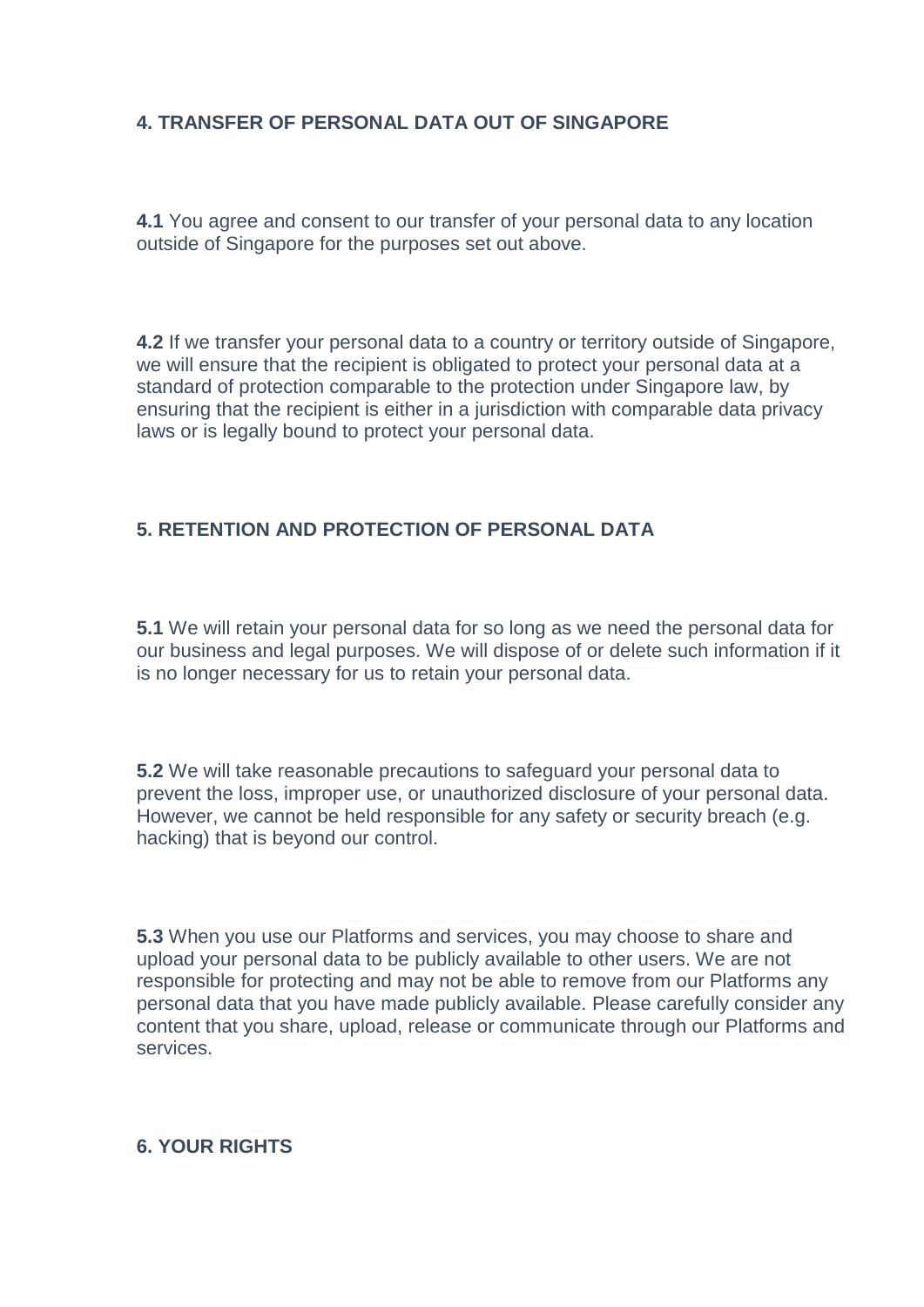## 4. TRANSFER OF PERSONAL DATA OUT OF SINGAPORE

**4.1** You agree and consent to our transfer of your personal data to any location outside of Singapore for the purposes set out above.

**4.2** If we transfer your personal data to a country or territory outside of Singapore, we will ensure that the recipient is obligated to protect your personal data at a standard of protection comparable to the protection under Singapore law, by ensuring that the recipient is either in a jurisdiction with comparable data privacy laws or is legally bound to protect your personal data.

## 5. RETENTION AND PROTECTION OF PERSONAL DATA

**5.1** We will retain your personal data for so long as we need the personal data for our business and legal purposes. We will dispose of or delete such information if it is no longer necessary for us to retain your personal data.

**5.2** We will take reasonable precautions to safeguard your personal data to prevent the loss, improper use, or unauthorized disclosure of your personal data. However, we cannot be held responsible for any safety or security breach (e.g. hacking) that is beyond our control.

**5.3** When you use our Platforms and services, you may choose to share and upload your personal data to be publicly available to other users. We are not responsible for protecting and may not be able to remove from our Platforms any personal data that you have made publicly available. Please carefully consider any content that you share, upload, release or communicate through our Platforms and services.

## 6. YOUR RIGHTS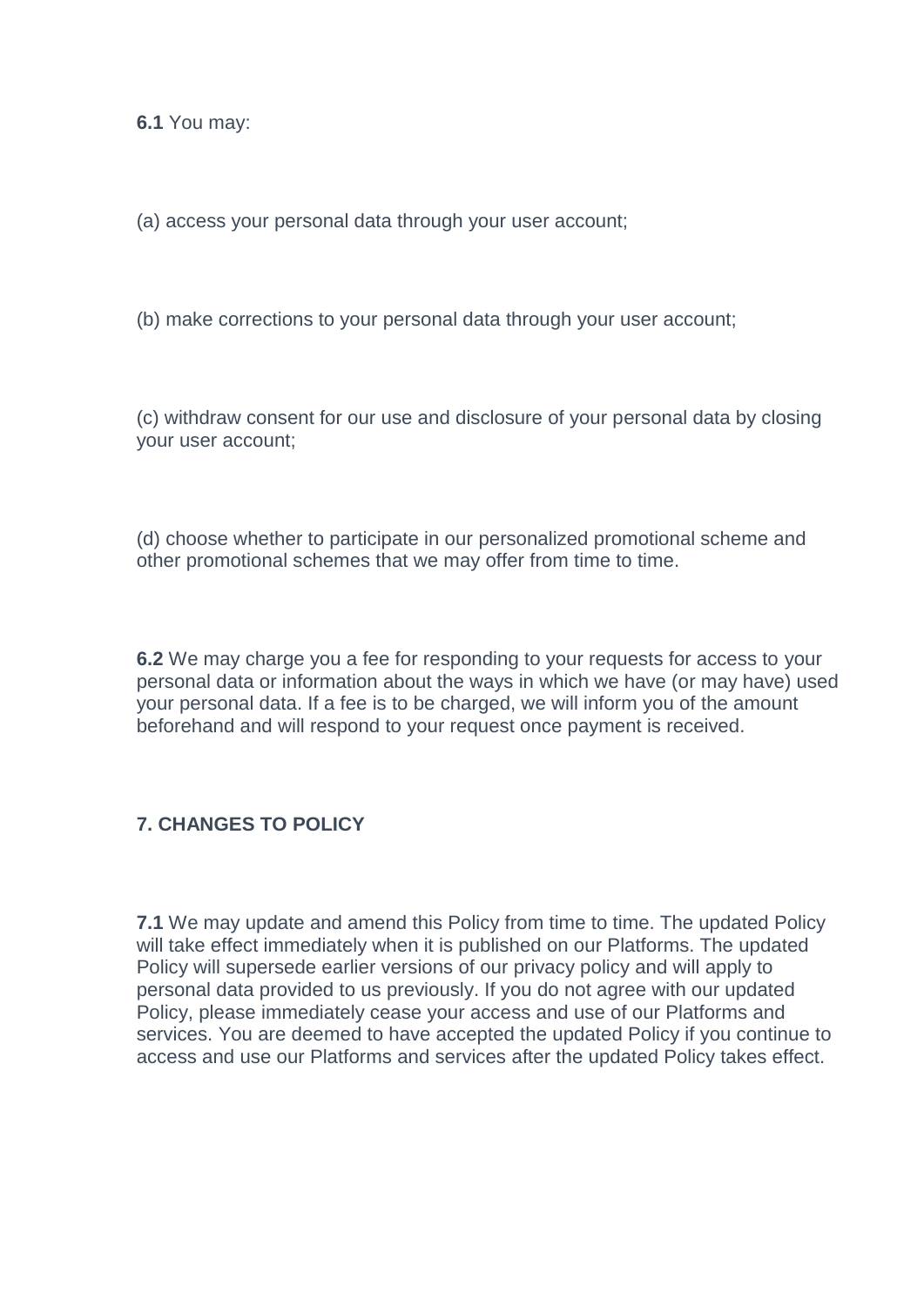**6.1** You may:

(a) access your personal data through your user account;

(b) make corrections to your personal data through your user account;

(c) withdraw consent for our use and disclosure of your personal data by closing your user account;

(d) choose whether to participate in our personalized promotional scheme and other promotional schemes that we may offer from time to time.

**6.2** We may charge you a fee for responding to your requests for access to your personal data or information about the ways in which we have (or may have) used your personal data. If a fee is to be charged, we will inform you of the amount beforehand and will respond to your request once payment is received.

## 7. CHANGES TO POLICY

**7.1** We may update and amend this Policy from time to time. The updated Policy will take effect immediately when it is published on our Platforms. The updated Policy will supersede earlier versions of our privacy policy and will apply to personal data provided to us previously. If you do not agree with our updated Policy, please immediately cease your access and use of our Platforms and services. You are deemed to have accepted the updated Policy if you continue to access and use our Platforms and services after the updated Policy takes effect.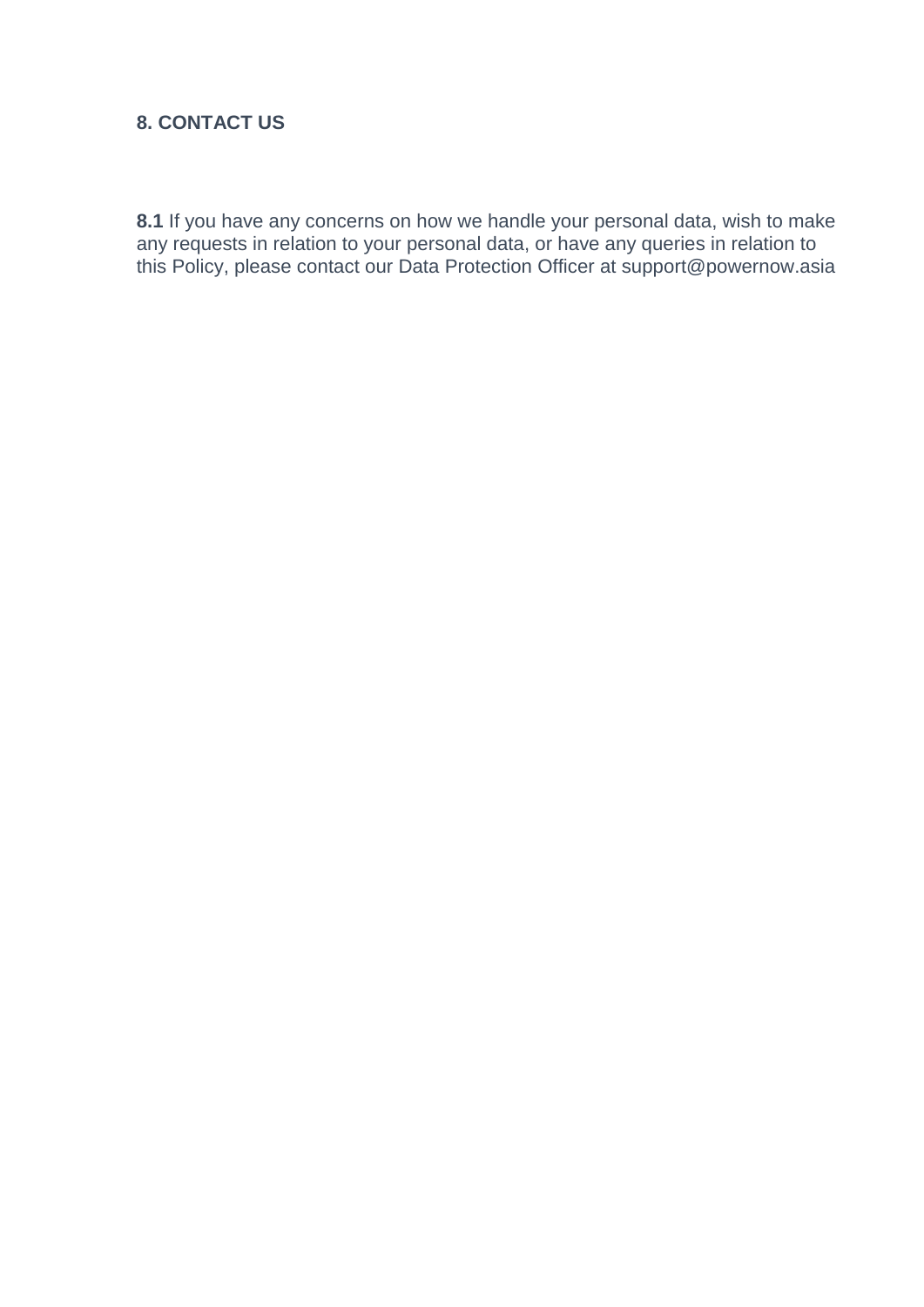## 8. CONTACT US

**8.1** If you have any concerns on how we handle your personal data, wish to make any requests in relation to your personal data, or have any queries in relation to this Policy, please contact our Data Protection Officer at support@powernow.asia